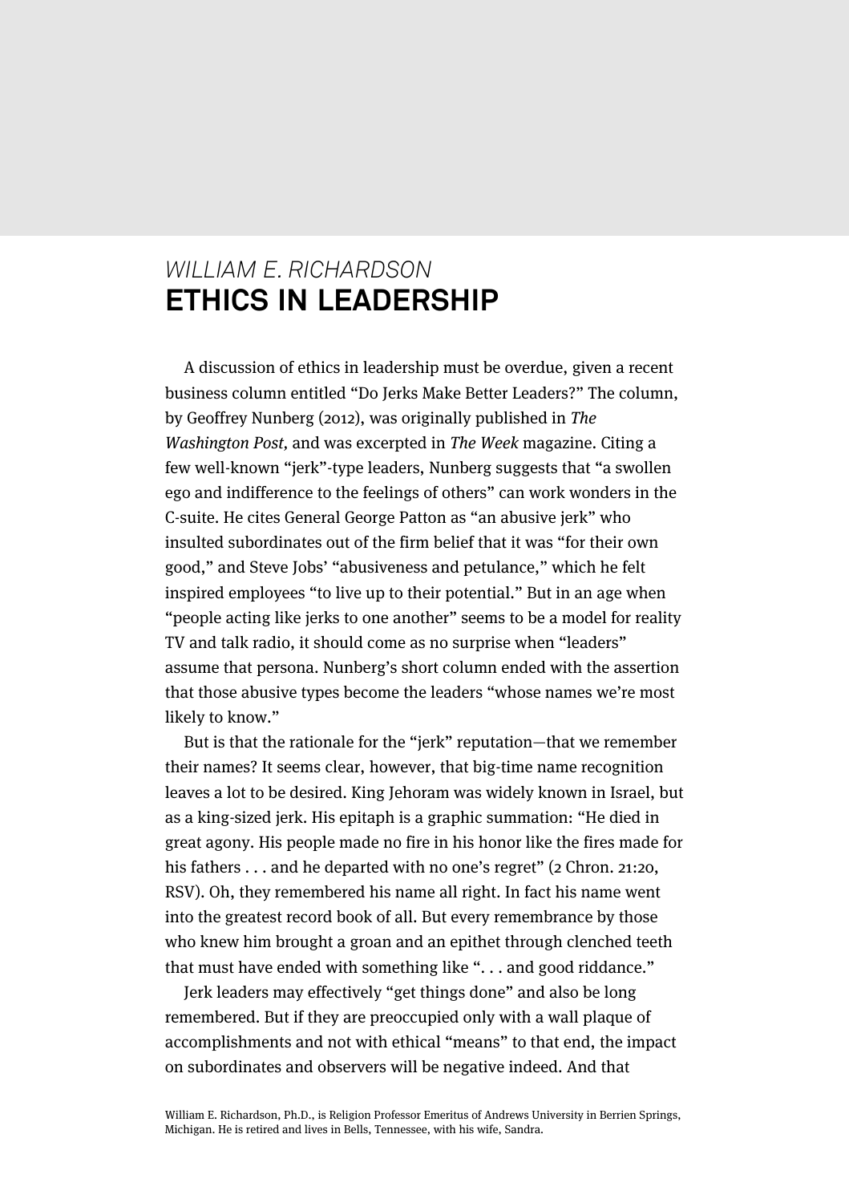*WILLIAM E. RICHARDSON*

# ETHICS IN LEADERSHIP

A discussion of ethics in leadership must be overdue, given a recent business column entitled “Do Jerks Make Better Leaders?” The column, by Geoffrey Nunberg (2012), was originally published in *The Washington Post,* and was excerpted in *The Week* magazine. Citing a few well-known “jerk”-type leaders, Nunberg suggests that “a swollen ego and indifference to the feelings of others” can work wonders in the C-suite. He cites General George Patton as “an abusive jerk” who insulted subordinates out of the firm belief that it was “for their own good,” and Steve Jobs’ “abusiveness and petulance,” which he felt inspired employees “to live up to their potential.” But in an age when “people acting like jerks to one another” seems to be a model for reality TV and talk radio, it should come as no surprise when “leaders” assume that persona. Nunberg’s short column ended with the assertion that those abusive types become the leaders “whose names we’re most likely to know.”

But is that the rationale for the “jerk” reputation—that we remember their names? It seems clear, however, that big-time name recognition leaves a lot to be desired. King Jehoram was widely known in Israel, but as a king-sized jerk. His epitaph is a graphic summation: “He died in great agony. His people made no fire in his honor like the fires made for his fathers . . . and he departed with no one’s regret” (2 Chron. 21:20, RSV). Oh, they remembered his name all right. In fact his name went into the greatest record book of all. But every remembrance by those who knew him brought a groan and an epithet through clenched teeth that must have ended with something like “. . . and good riddance.”

Jerk leaders may effectively “get things done” and also be long remembered. But if they are preoccupied only with a wall plaque of accomplishments and not with ethical “means” to that end, the impact on subordinates and observers will be negative indeed. And that

William E. Richardson, Ph.D., is Religion Professor Emeritus of Andrews University in Berrien Springs, Michigan. He is retired and lives in Bells, Tennessee, with his wife, Sandra.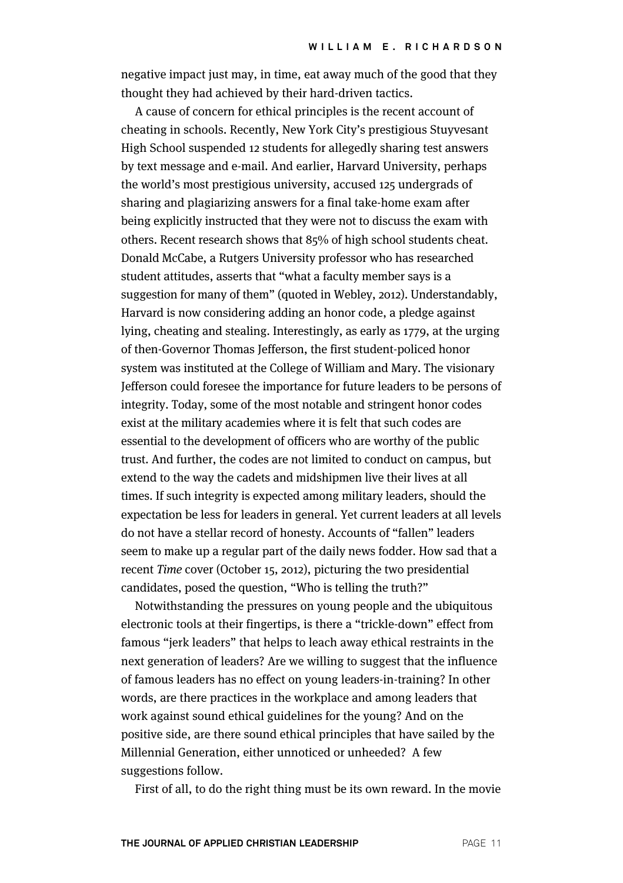negative impact just may, in time, eat away much of the good that they thought they had achieved by their hard-driven tactics.

A cause of concern for ethical principles is the recent account of cheating in schools. Recently, New York City's prestigious Stuyvesant High School suspended 12 students for allegedly sharing test answers by text message and e-mail. And earlier, Harvard University, perhaps the world's most prestigious university, accused 125 undergrads of sharing and plagiarizing answers for a final take-home exam after being explicitly instructed that they were not to discuss the exam with others. Recent research shows that 85% of high school students cheat. Donald McCabe, a Rutgers University professor who has researched student attitudes, asserts that "what a faculty member says is a suggestion for many of them" (quoted in Webley, 2012). Understandably, Harvard is now considering adding an honor code, a pledge against lying, cheating and stealing. Interestingly, as early as 1779, at the urging of then-Governor Thomas Jefferson, the first student-policed honor system was instituted at the College of William and Mary. The visionary Jefferson could foresee the importance for future leaders to be persons of integrity. Today, some of the most notable and stringent honor codes exist at the military academies where it is felt that such codes are essential to the development of officers who are worthy of the public trust. And further, the codes are not limited to conduct on campus, but extend to the way the cadets and midshipmen live their lives at all times. If such integrity is expected among military leaders, should the expectation be less for leaders in general. Yet current leaders at all levels do not have a stellar record of honesty. Accounts of "fallen" leaders seem to make up a regular part of the daily news fodder. How sad that a recent *Time* cover (October 15, 2012), picturing the two presidential candidates, posed the question, "Who is telling the truth?"

Notwithstanding the pressures on young people and the ubiquitous electronic tools at their fingertips, is there a "trickle-down" effect from famous "jerk leaders" that helps to leach away ethical restraints in the next generation of leaders? Are we willing to suggest that the influence of famous leaders has no effect on young leaders-in-training? In other words, are there practices in the workplace and among leaders that work against sound ethical guidelines for the young? And on the positive side, are there sound ethical principles that have sailed by the Millennial Generation, either unnoticed or unheeded? A few suggestions follow.

First of all, to do the right thing must be its own reward. In the movie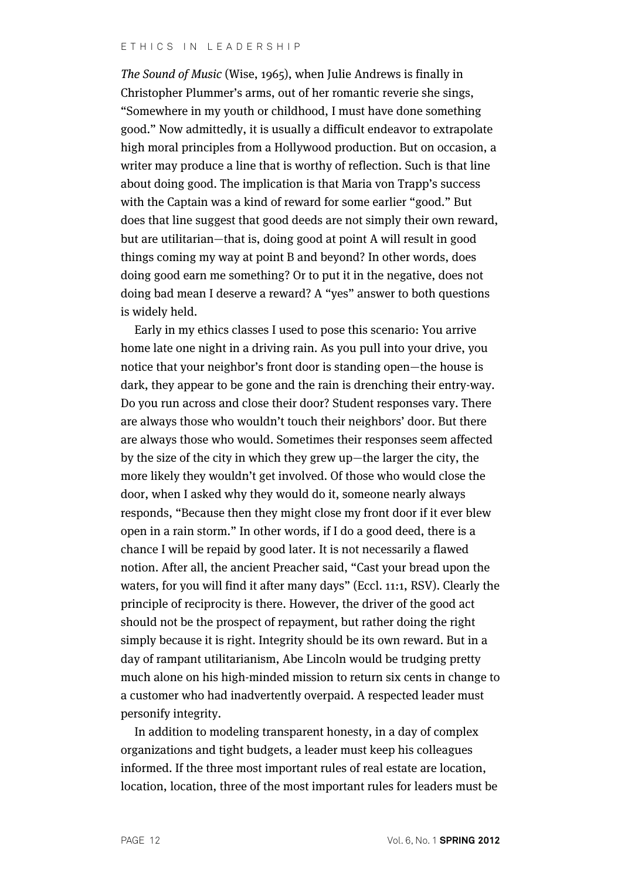*The Sound of Music* (Wise, 1965), when Julie Andrews is finally in Christopher Plummer's arms, out of her romantic reverie she sings, "Somewhere in my youth or childhood, I must have done something good." Now admittedly, it is usually a difficult endeavor to extrapolate high moral principles from a Hollywood production. But on occasion, a writer may produce a line that is worthy of reflection. Such is that line about doing good. The implication is that Maria von Trapp's success with the Captain was a kind of reward for some earlier "good." But does that line suggest that good deeds are not simply their own reward, but are utilitarian—that is, doing good at point A will result in good things coming my way at point B and beyond? In other words, does doing good earn me something? Or to put it in the negative, does not doing bad mean I deserve a reward? A "yes" answer to both questions is widely held.

Early in my ethics classes I used to pose this scenario: You arrive home late one night in a driving rain. As you pull into your drive, you notice that your neighbor's front door is standing open—the house is dark, they appear to be gone and the rain is drenching their entry-way. Do you run across and close their door? Student responses vary. There are always those who wouldn't touch their neighbors' door. But there are always those who would. Sometimes their responses seem affected by the size of the city in which they grew up—the larger the city, the more likely they wouldn't get involved. Of those who would close the door, when I asked why they would do it, someone nearly always responds, "Because then they might close my front door if it ever blew open in a rain storm." In other words, if I do a good deed, there is a chance I will be repaid by good later. It is not necessarily a flawed notion. After all, the ancient Preacher said, "Cast your bread upon the waters, for you will find it after many days" (Eccl. 11:1, RSV). Clearly the principle of reciprocity is there. However, the driver of the good act should not be the prospect of repayment, but rather doing the right simply because it is right. Integrity should be its own reward. But in a day of rampant utilitarianism, Abe Lincoln would be trudging pretty much alone on his high-minded mission to return six cents in change to a customer who had inadvertently overpaid. A respected leader must personify integrity.

In addition to modeling transparent honesty, in a day of complex organizations and tight budgets, a leader must keep his colleagues informed. If the three most important rules of real estate are location, location, location, three of the most important rules for leaders must be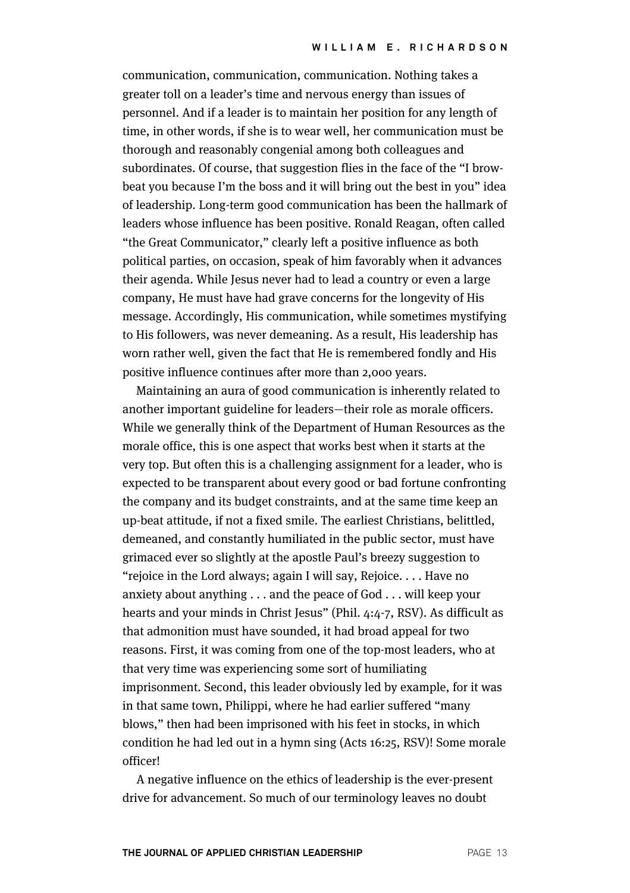communication, communication, communication. Nothing takes a greater toll on a leader's time and nervous energy than issues of personnel. And if a leader is to maintain her position for any length of time, in other words, if she is to wear well, her communication must be thorough and reasonably congenial among both colleagues and subordinates. Of course, that suggestion flies in the face of the "I brow-beat you because I'm the boss and it will bring out the best in you" idea of leadership. Long-term good communication has been the hallmark of leaders whose influence has been positive. Ronald Reagan, often called "the Great Communicator," clearly left a positive influence as both political parties, on occasion, speak of him favorably when it advances their agenda. While Jesus never had to lead a country or even a large company, He must have had grave concerns for the longevity of His message. Accordingly, His communication, while sometimes mystifying to His followers, was never demeaning. As a result, His leadership has worn rather well, given the fact that He is remembered fondly and His positive influence continues after more than 2,000 years.

Maintaining an aura of good communication is inherently related to another important guideline for leaders—their role as morale officers. While we generally think of the Department of Human Resources as the morale office, this is one aspect that works best when it starts at the very top. But often this is a challenging assignment for a leader, who is expected to be transparent about every good or bad fortune confronting the company and its budget constraints, and at the same time keep an up-beat attitude, if not a fixed smile. The earliest Christians, belittled, demeaned, and constantly humiliated in the public sector, must have grimaced ever so slightly at the apostle Paul's breezy suggestion to "rejoice in the Lord always; again I will say, Rejoice. . . . Have no anxiety about anything . . . and the peace of God . . . will keep your hearts and your minds in Christ Jesus" (Phil. 4:4-7, RSV). As difficult as that admonition must have sounded, it had broad appeal for two reasons. First, it was coming from one of the top-most leaders, who at that very time was experiencing some sort of humiliating imprisonment. Second, this leader obviously led by example, for it was in that same town, Philippi, where he had earlier suffered "many blows," then had been imprisoned with his feet in stocks, in which condition he had led out in a hymn sing (Acts 16:25, RSV)! Some morale officer!

A negative influence on the ethics of leadership is the ever-present drive for advancement. So much of our terminology leaves no doubt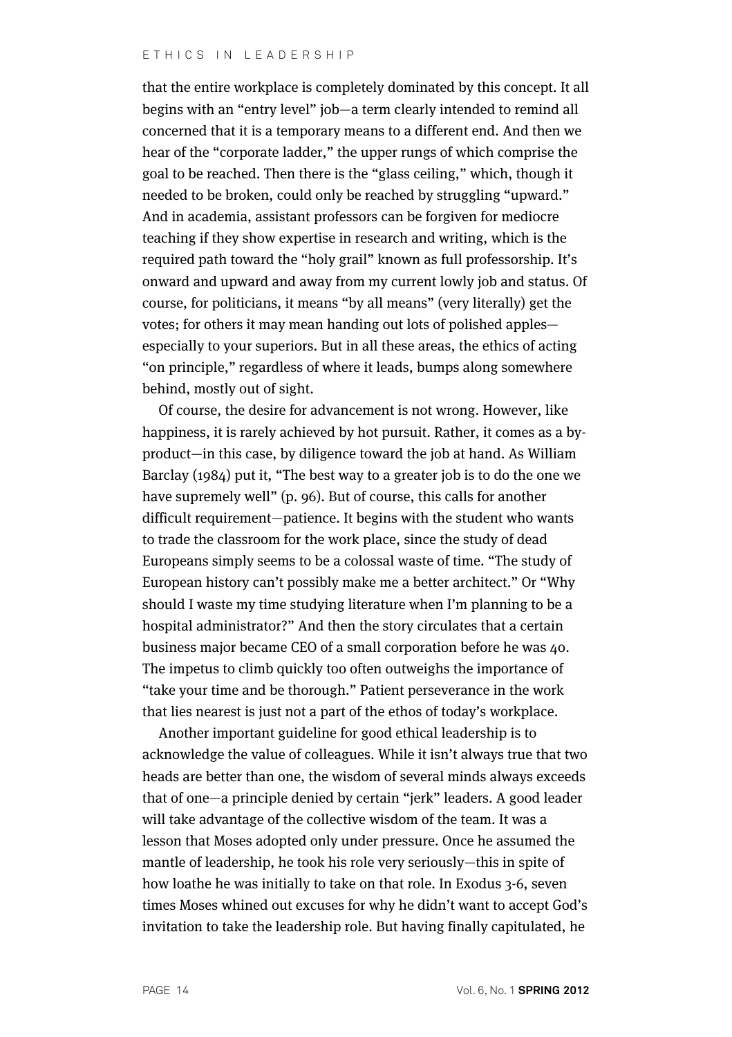that the entire workplace is completely dominated by this concept. It all begins with an "entry level" job—a term clearly intended to remind all concerned that it is a temporary means to a different end. And then we hear of the "corporate ladder," the upper rungs of which comprise the goal to be reached. Then there is the "glass ceiling," which, though it needed to be broken, could only be reached by struggling "upward." And in academia, assistant professors can be forgiven for mediocre teaching if they show expertise in research and writing, which is the required path toward the "holy grail" known as full professorship. It's onward and upward and away from my current lowly job and status. Of course, for politicians, it means "by all means" (very literally) get the votes; for others it may mean handing out lots of polished apples—especially to your superiors. But in all these areas, the ethics of acting "on principle," regardless of where it leads, bumps along somewhere behind, mostly out of sight.

Of course, the desire for advancement is not wrong. However, like happiness, it is rarely achieved by hot pursuit. Rather, it comes as a by-product—in this case, by diligence toward the job at hand. As William Barclay (1984) put it, "The best way to a greater job is to do the one we have supremely well" (p. 96). But of course, this calls for another difficult requirement—patience. It begins with the student who wants to trade the classroom for the work place, since the study of dead Europeans simply seems to be a colossal waste of time. "The study of European history can't possibly make me a better architect." Or "Why should I waste my time studying literature when I'm planning to be a hospital administrator?" And then the story circulates that a certain business major became CEO of a small corporation before he was 40. The impetus to climb quickly too often outweighs the importance of "take your time and be thorough." Patient perseverance in the work that lies nearest is just not a part of the ethos of today's workplace.

Another important guideline for good ethical leadership is to acknowledge the value of colleagues. While it isn't always true that two heads are better than one, the wisdom of several minds always exceeds that of one—a principle denied by certain "jerk" leaders. A good leader will take advantage of the collective wisdom of the team. It was a lesson that Moses adopted only under pressure. Once he assumed the mantle of leadership, he took his role very seriously—this in spite of how loathe he was initially to take on that role. In Exodus 3-6, seven times Moses whined out excuses for why he didn't want to accept God's invitation to take the leadership role. But having finally capitulated, he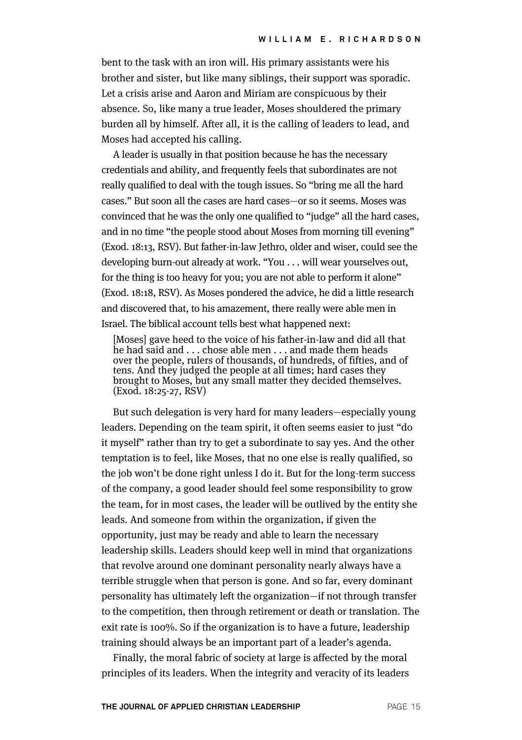bent to the task with an iron will. His primary assistants were his brother and sister, but like many siblings, their support was sporadic. Let a crisis arise and Aaron and Miriam are conspicuous by their absence. So, like many a true leader, Moses shouldered the primary burden all by himself. After all, it is the calling of leaders to lead, and Moses had accepted his calling.

A leader is usually in that position because he has the necessary credentials and ability, and frequently feels that subordinates are not really qualified to deal with the tough issues. So "bring me all the hard cases." But soon all the cases are hard cases—or so it seems. Moses was convinced that he was the only one qualified to "judge" all the hard cases, and in no time "the people stood about Moses from morning till evening" (Exod. 18:13, RSV). But father-in-law Jethro, older and wiser, could see the developing burn-out already at work. "You . . . will wear yourselves out, for the thing is too heavy for you; you are not able to perform it alone" (Exod. 18:18, RSV). As Moses pondered the advice, he did a little research and discovered that, to his amazement, there really were able men in Israel. The biblical account tells best what happened next:

> [Moses] gave heed to the voice of his father-in-law and did all that he had said and . . . chose able men . . . and made them heads over the people, rulers of thousands, of hundreds, of fifties, and of tens. And they judged the people at all times; hard cases they brought to Moses, but any small matter they decided themselves. (Exod. 18:25-27, RSV)

But such delegation is very hard for many leaders—especially young leaders. Depending on the team spirit, it often seems easier to just "do it myself" rather than try to get a subordinate to say yes. And the other temptation is to feel, like Moses, that no one else is really qualified, so the job won't be done right unless I do it. But for the long-term success of the company, a good leader should feel some responsibility to grow the team, for in most cases, the leader will be outlived by the entity she leads. And someone from within the organization, if given the opportunity, just may be ready and able to learn the necessary leadership skills. Leaders should keep well in mind that organizations that revolve around one dominant personality nearly always have a terrible struggle when that person is gone. And so far, every dominant personality has ultimately left the organization—if not through transfer to the competition, then through retirement or death or translation. The exit rate is 100%. So if the organization is to have a future, leadership training should always be an important part of a leader's agenda.

Finally, the moral fabric of society at large is affected by the moral principles of its leaders. When the integrity and veracity of its leaders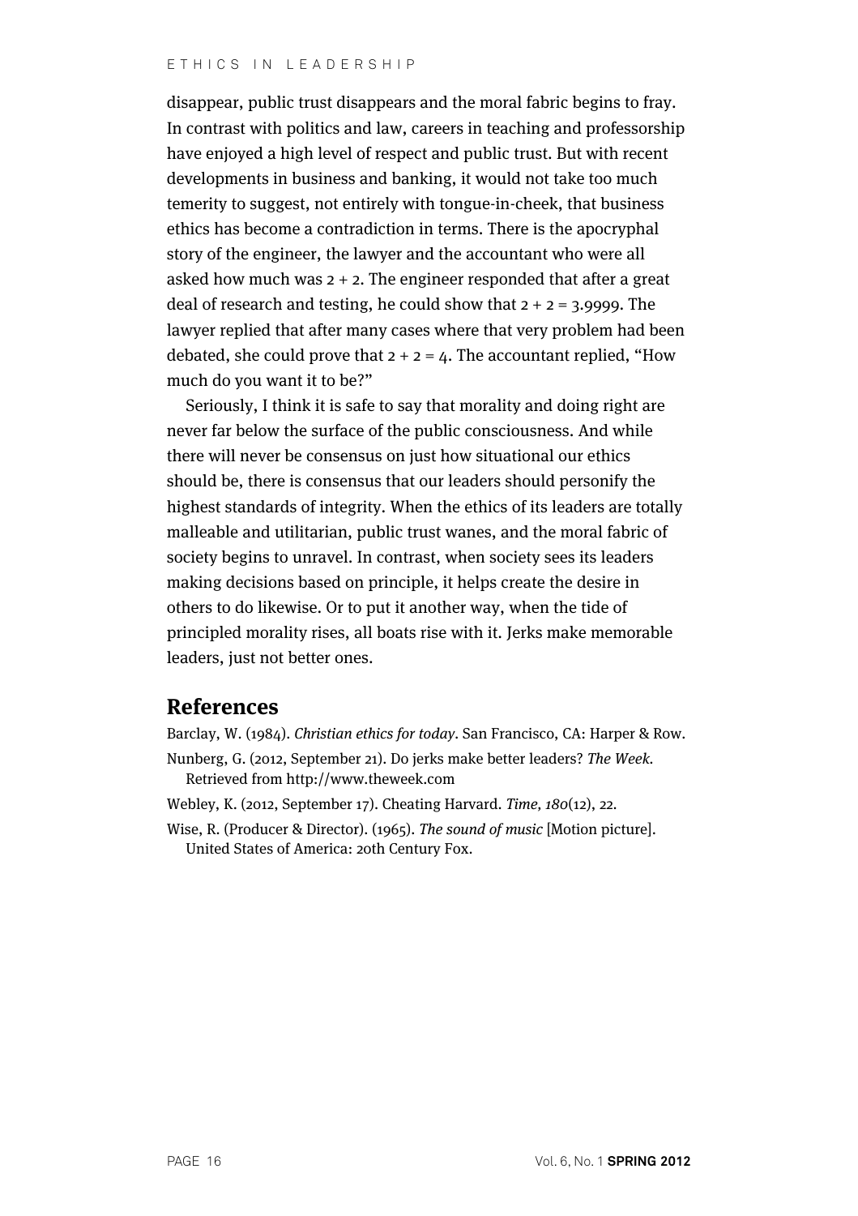disappear, public trust disappears and the moral fabric begins to fray. In contrast with politics and law, careers in teaching and professorship have enjoyed a high level of respect and public trust. But with recent developments in business and banking, it would not take too much temerity to suggest, not entirely with tongue-in-cheek, that business ethics has become a contradiction in terms. There is the apocryphal story of the engineer, the lawyer and the accountant who were all asked how much was 2 + 2. The engineer responded that after a great deal of research and testing, he could show that 2 + 2 = 3.9999. The lawyer replied that after many cases where that very problem had been debated, she could prove that 2 + 2 = 4. The accountant replied, "How much do you want it to be?"

Seriously, I think it is safe to say that morality and doing right are never far below the surface of the public consciousness. And while there will never be consensus on just how situational our ethics should be, there is consensus that our leaders should personify the highest standards of integrity. When the ethics of its leaders are totally malleable and utilitarian, public trust wanes, and the moral fabric of society begins to unravel. In contrast, when society sees its leaders making decisions based on principle, it helps create the desire in others to do likewise. Or to put it another way, when the tide of principled morality rises, all boats rise with it. Jerks make memorable leaders, just not better ones.

## References

Barclay, W. (1984). *Christian ethics for today*. San Francisco, CA: Harper & Row.

Nunberg, G. (2012, September 21). Do jerks make better leaders? *The Week*. Retrieved from http://www.theweek.com

Webley, K. (2012, September 17). Cheating Harvard. *Time, 180*(12), 22.

Wise, R. (Producer & Director). (1965). *The sound of music* [Motion picture]. United States of America: 20th Century Fox.